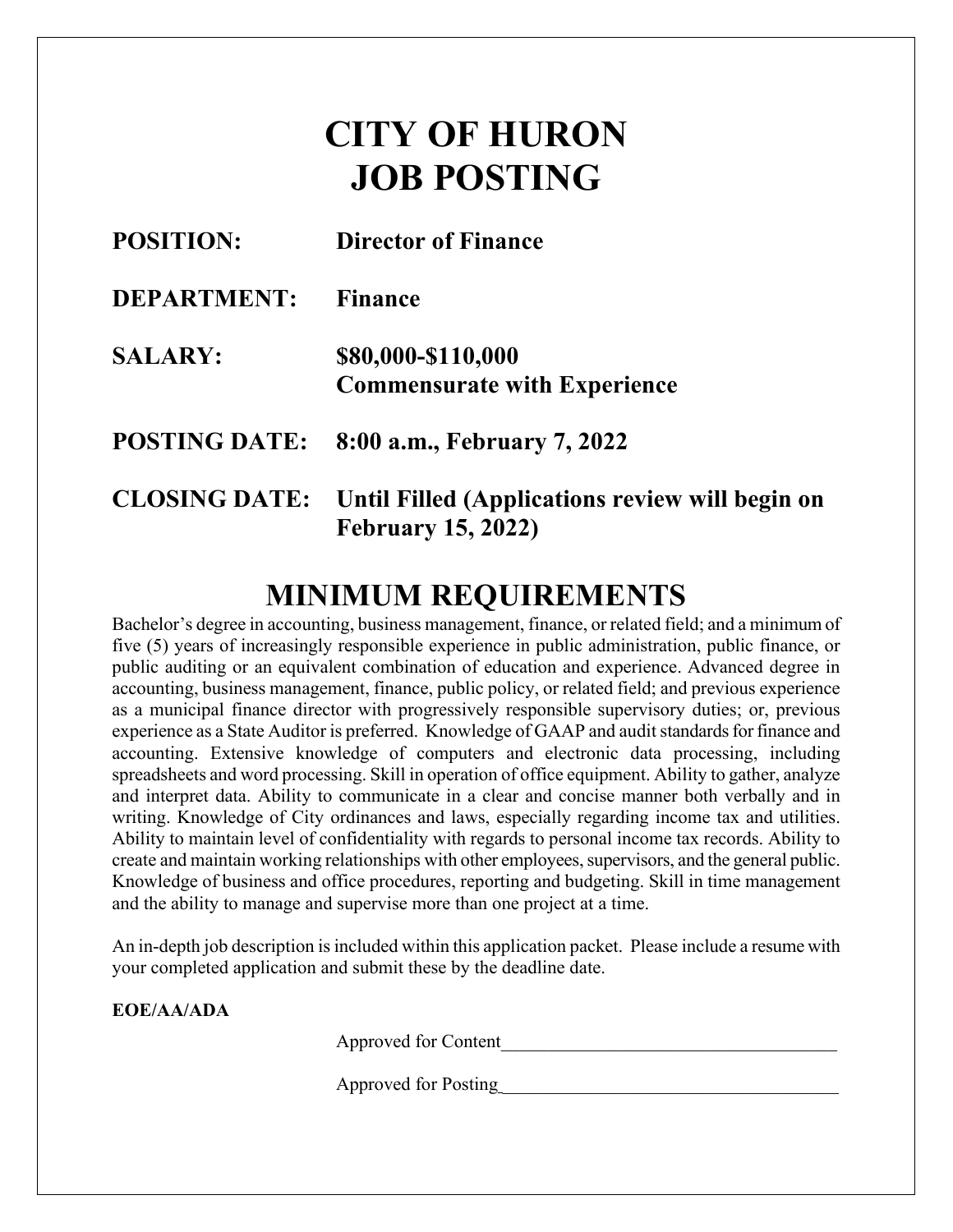# CITY OF HURON
# JOB POSTING

**POSITION:** **Director of Finance**

**DEPARTMENT:** **Finance**

**SALARY:** **$80,000-$110,000**
**Commensurate with Experience**

**POSTING DATE:** **8:00 a.m., February 7, 2022**

**CLOSING DATE:** **Until Filled (Applications review will begin on February 15, 2022)**

## MINIMUM REQUIREMENTS

Bachelor's degree in accounting, business management, finance, or related field; and a minimum of five (5) years of increasingly responsible experience in public administration, public finance, or public auditing or an equivalent combination of education and experience. Advanced degree in accounting, business management, finance, public policy, or related field; and previous experience as a municipal finance director with progressively responsible supervisory duties; or, previous experience as a State Auditor is preferred. Knowledge of GAAP and audit standards for finance and accounting. Extensive knowledge of computers and electronic data processing, including spreadsheets and word processing. Skill in operation of office equipment. Ability to gather, analyze and interpret data. Ability to communicate in a clear and concise manner both verbally and in writing. Knowledge of City ordinances and laws, especially regarding income tax and utilities. Ability to maintain level of confidentiality with regards to personal income tax records. Ability to create and maintain working relationships with other employees, supervisors, and the general public. Knowledge of business and office procedures, reporting and budgeting. Skill in time management and the ability to manage and supervise more than one project at a time.

An in-depth job description is included within this application packet. Please include a resume with your completed application and submit these by the deadline date.

**EOE/AA/ADA**

Approved for Content___________________________________

Approved for Posting___________________________________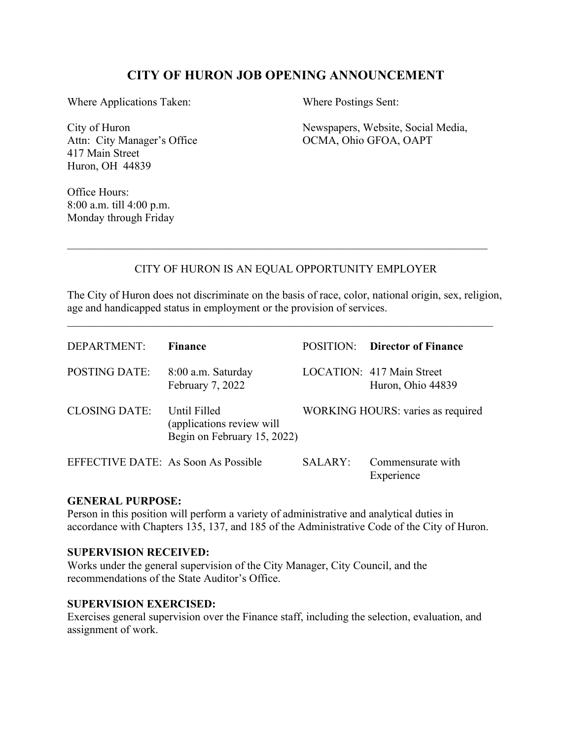# CITY OF HURON JOB OPENING ANNOUNCEMENT

Where Applications Taken:

City of Huron
Attn: City Manager's Office
417 Main Street
Huron, OH 44839

Office Hours:
8:00 a.m. till 4:00 p.m.
Monday through Friday

Where Postings Sent:

Newspapers, Website, Social Media, OCMA, Ohio GFOA, OAPT

---

CITY OF HURON IS AN EQUAL OPPORTUNITY EMPLOYER

The City of Huron does not discriminate on the basis of race, color, national origin, sex, religion, age and handicapped status in employment or the provision of services.

---

| | | | |
|---|---|---|---|
| DEPARTMENT: | **Finance** | POSITION: | **Director of Finance** |
| POSTING DATE: | 8:00 a.m. Saturday February 7, 2022 | LOCATION: | 417 Main Street Huron, Ohio 44839 |
| CLOSING DATE: | Until Filled (applications review will Begin on February 15, 2022) | WORKING HOURS: | varies as required |
| EFFECTIVE DATE: | As Soon As Possible | SALARY: | Commensurate with Experience |

**GENERAL PURPOSE:**
Person in this position will perform a variety of administrative and analytical duties in accordance with Chapters 135, 137, and 185 of the Administrative Code of the City of Huron.

**SUPERVISION RECEIVED:**
Works under the general supervision of the City Manager, City Council, and the recommendations of the State Auditor's Office.

**SUPERVISION EXERCISED:**
Exercises general supervision over the Finance staff, including the selection, evaluation, and assignment of work.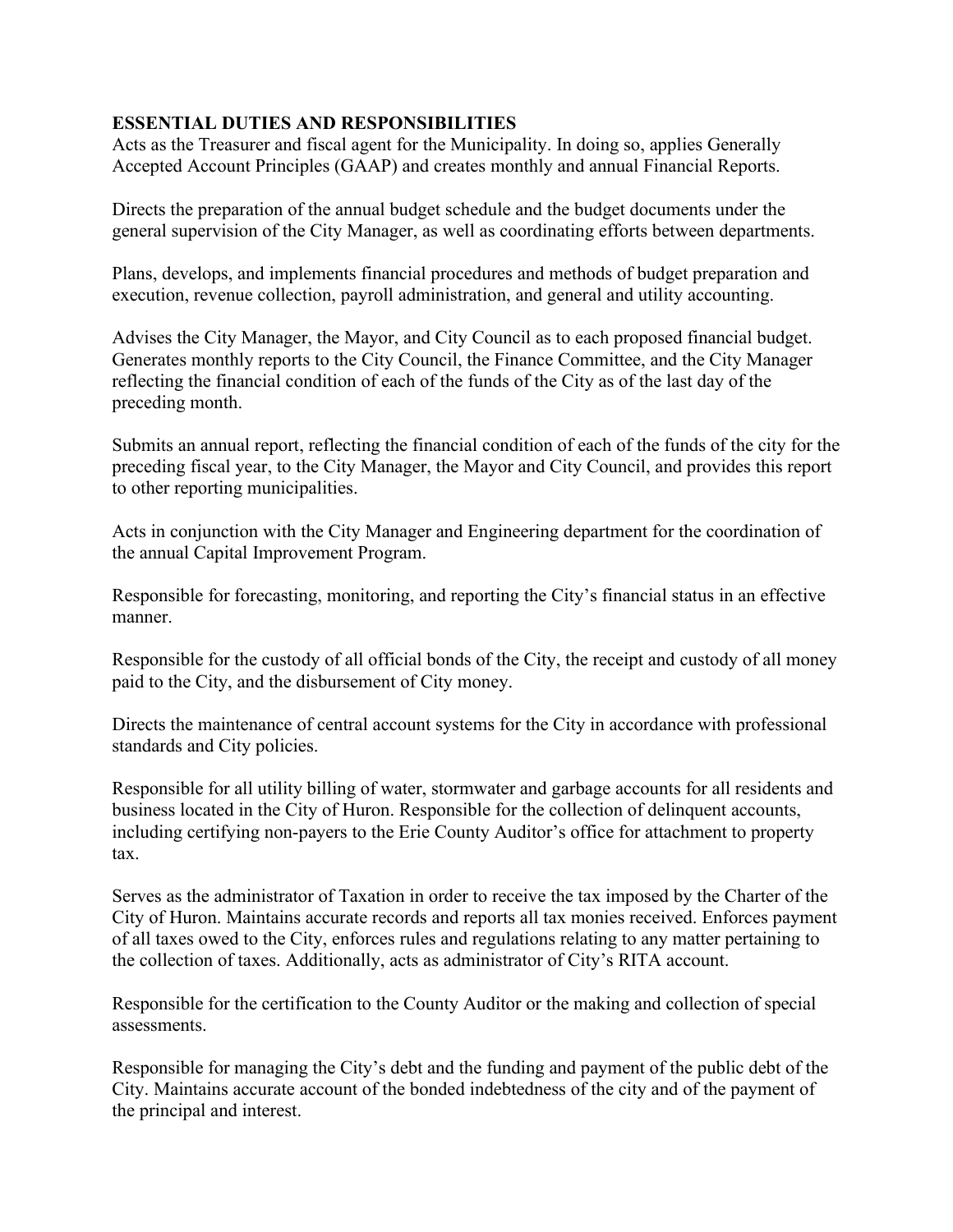**ESSENTIAL DUTIES AND RESPONSIBILITIES**

Acts as the Treasurer and fiscal agent for the Municipality. In doing so, applies Generally Accepted Account Principles (GAAP) and creates monthly and annual Financial Reports.

Directs the preparation of the annual budget schedule and the budget documents under the general supervision of the City Manager, as well as coordinating efforts between departments.

Plans, develops, and implements financial procedures and methods of budget preparation and execution, revenue collection, payroll administration, and general and utility accounting.

Advises the City Manager, the Mayor, and City Council as to each proposed financial budget. Generates monthly reports to the City Council, the Finance Committee, and the City Manager reflecting the financial condition of each of the funds of the City as of the last day of the preceding month.

Submits an annual report, reflecting the financial condition of each of the funds of the city for the preceding fiscal year, to the City Manager, the Mayor and City Council, and provides this report to other reporting municipalities.

Acts in conjunction with the City Manager and Engineering department for the coordination of the annual Capital Improvement Program.

Responsible for forecasting, monitoring, and reporting the City's financial status in an effective manner.

Responsible for the custody of all official bonds of the City, the receipt and custody of all money paid to the City, and the disbursement of City money.

Directs the maintenance of central account systems for the City in accordance with professional standards and City policies.

Responsible for all utility billing of water, stormwater and garbage accounts for all residents and business located in the City of Huron. Responsible for the collection of delinquent accounts, including certifying non-payers to the Erie County Auditor's office for attachment to property tax.

Serves as the administrator of Taxation in order to receive the tax imposed by the Charter of the City of Huron. Maintains accurate records and reports all tax monies received. Enforces payment of all taxes owed to the City, enforces rules and regulations relating to any matter pertaining to the collection of taxes. Additionally, acts as administrator of City's RITA account.

Responsible for the certification to the County Auditor or the making and collection of special assessments.

Responsible for managing the City's debt and the funding and payment of the public debt of the City. Maintains accurate account of the bonded indebtedness of the city and of the payment of the principal and interest.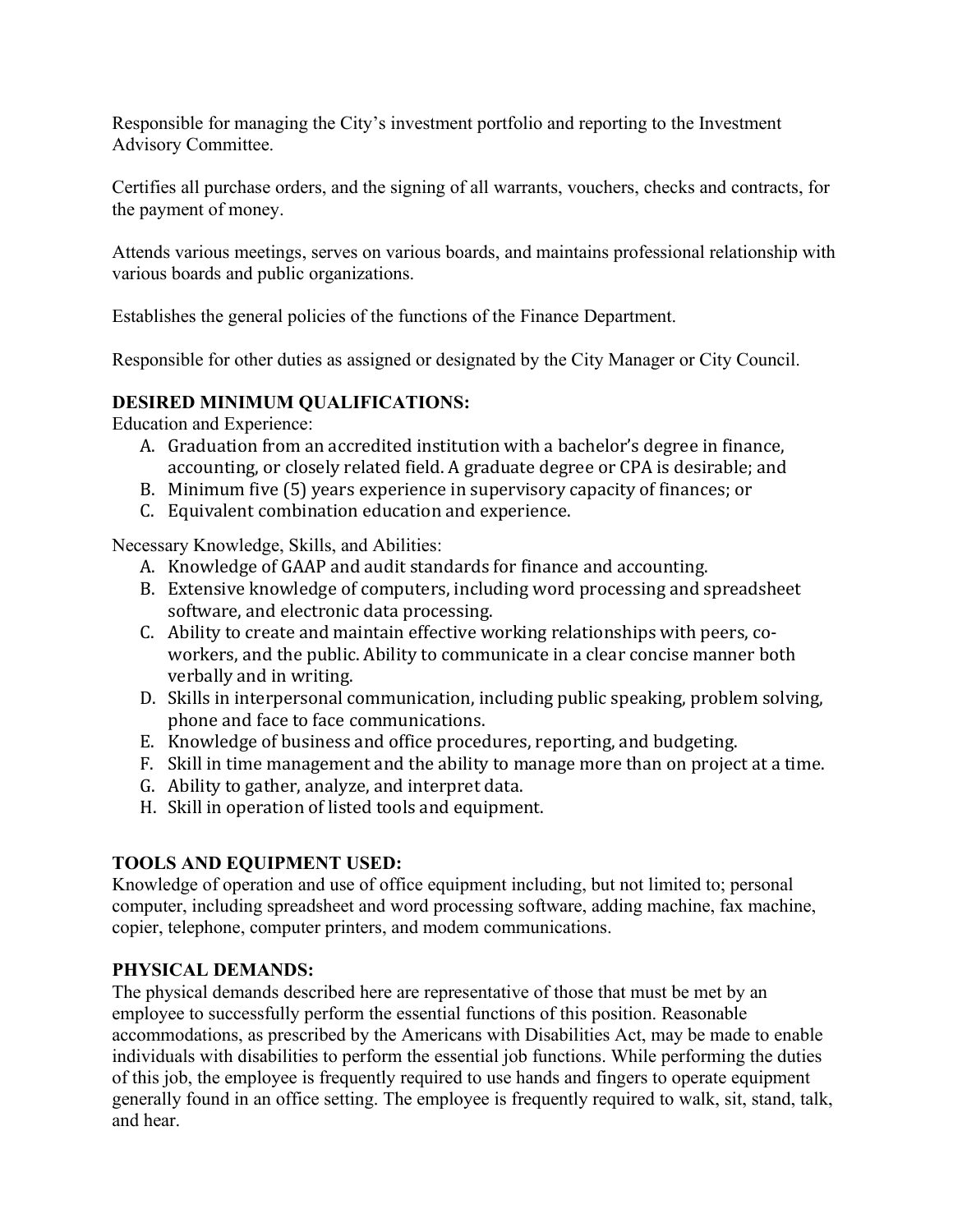Responsible for managing the City's investment portfolio and reporting to the Investment Advisory Committee.

Certifies all purchase orders, and the signing of all warrants, vouchers, checks and contracts, for the payment of money.

Attends various meetings, serves on various boards, and maintains professional relationship with various boards and public organizations.

Establishes the general policies of the functions of the Finance Department.

Responsible for other duties as assigned or designated by the City Manager or City Council.

**DESIRED MINIMUM QUALIFICATIONS:**

Education and Experience:

A. Graduation from an accredited institution with a bachelor's degree in finance, accounting, or closely related field. A graduate degree or CPA is desirable; and
B. Minimum five (5) years experience in supervisory capacity of finances; or
C. Equivalent combination education and experience.

Necessary Knowledge, Skills, and Abilities:

A. Knowledge of GAAP and audit standards for finance and accounting.
B. Extensive knowledge of computers, including word processing and spreadsheet software, and electronic data processing.
C. Ability to create and maintain effective working relationships with peers, co-workers, and the public. Ability to communicate in a clear concise manner both verbally and in writing.
D. Skills in interpersonal communication, including public speaking, problem solving, phone and face to face communications.
E. Knowledge of business and office procedures, reporting, and budgeting.
F. Skill in time management and the ability to manage more than on project at a time.
G. Ability to gather, analyze, and interpret data.
H. Skill in operation of listed tools and equipment.

**TOOLS AND EQUIPMENT USED:**

Knowledge of operation and use of office equipment including, but not limited to; personal computer, including spreadsheet and word processing software, adding machine, fax machine, copier, telephone, computer printers, and modem communications.

**PHYSICAL DEMANDS:**

The physical demands described here are representative of those that must be met by an employee to successfully perform the essential functions of this position. Reasonable accommodations, as prescribed by the Americans with Disabilities Act, may be made to enable individuals with disabilities to perform the essential job functions. While performing the duties of this job, the employee is frequently required to use hands and fingers to operate equipment generally found in an office setting. The employee is frequently required to walk, sit, stand, talk, and hear.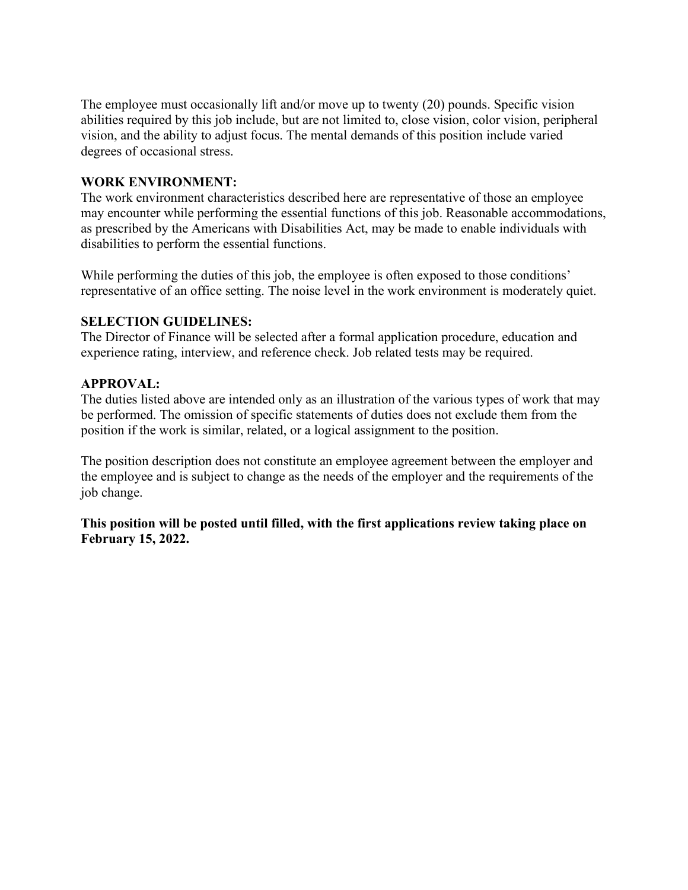The employee must occasionally lift and/or move up to twenty (20) pounds. Specific vision abilities required by this job include, but are not limited to, close vision, color vision, peripheral vision, and the ability to adjust focus. The mental demands of this position include varied degrees of occasional stress.

**WORK ENVIRONMENT:**
The work environment characteristics described here are representative of those an employee may encounter while performing the essential functions of this job. Reasonable accommodations, as prescribed by the Americans with Disabilities Act, may be made to enable individuals with disabilities to perform the essential functions.

While performing the duties of this job, the employee is often exposed to those conditions' representative of an office setting. The noise level in the work environment is moderately quiet.

**SELECTION GUIDELINES:**
The Director of Finance will be selected after a formal application procedure, education and experience rating, interview, and reference check. Job related tests may be required.

**APPROVAL:**
The duties listed above are intended only as an illustration of the various types of work that may be performed. The omission of specific statements of duties does not exclude them from the position if the work is similar, related, or a logical assignment to the position.

The position description does not constitute an employee agreement between the employer and the employee and is subject to change as the needs of the employer and the requirements of the job change.

**This position will be posted until filled, with the first applications review taking place on February 15, 2022.**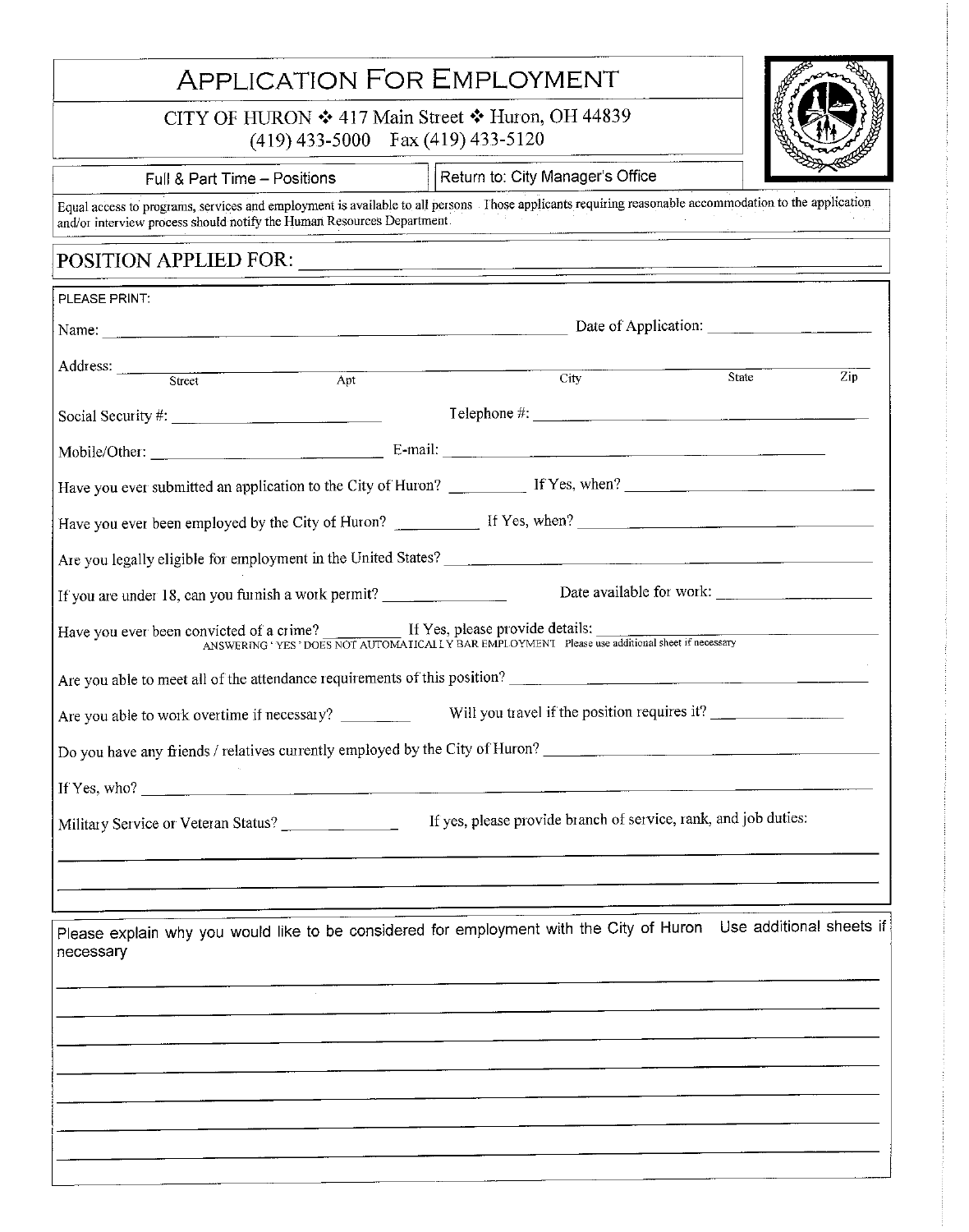# APPLICATION FOR EMPLOYMENT

CITY OF HURON ❖ 417 Main Street ❖ Huron, OH 44839
(419) 433-5000 Fax (419) 433-5120

Full & Part Time – Positions | Return to: City Manager's Office

Equal access to programs, services and employment is available to all persons. Those applicants requiring reasonable accommodation to the application and/or interview process should notify the Human Resources Department.

## POSITION APPLIED FOR: ______________________________

PLEASE PRINT:

Name: ______________________________ Date of Application: ______________

Address: ______________________________
Street Apt City State Zip

Social Security #: ______________ Telephone #: ______________

Mobile/Other: ______________ E-mail: ______________

Have you ever submitted an application to the City of Huron? ________ If Yes, when? ______________

Have you ever been employed by the City of Huron? ________ If Yes, when? ______________

Are you legally eligible for employment in the United States? ______________

If you are under 18, can you furnish a work permit? ________ Date available for work: ______________

Have you ever been convicted of a crime? ________ If Yes, please provide details: ______________
ANSWERING ' YES ' DOES NOT AUTOMATICALLY BAR EMPLOYMENT. Please use additional sheet if necessary

Are you able to meet all of the attendance requirements of this position? ______________

Are you able to work overtime if necessary? ________ Will you travel if the position requires it? ________

Do you have any friends / relatives currently employed by the City of Huron? ______________

If Yes, who? ______________

Military Service or Veteran Status? ________ If yes, please provide branch of service, rank, and job duties:

______________________________

______________________________

Please explain why you would like to be considered for employment with the City of Huron. Use additional sheets if necessary

______________________________

______________________________

______________________________

______________________________

______________________________

______________________________

______________________________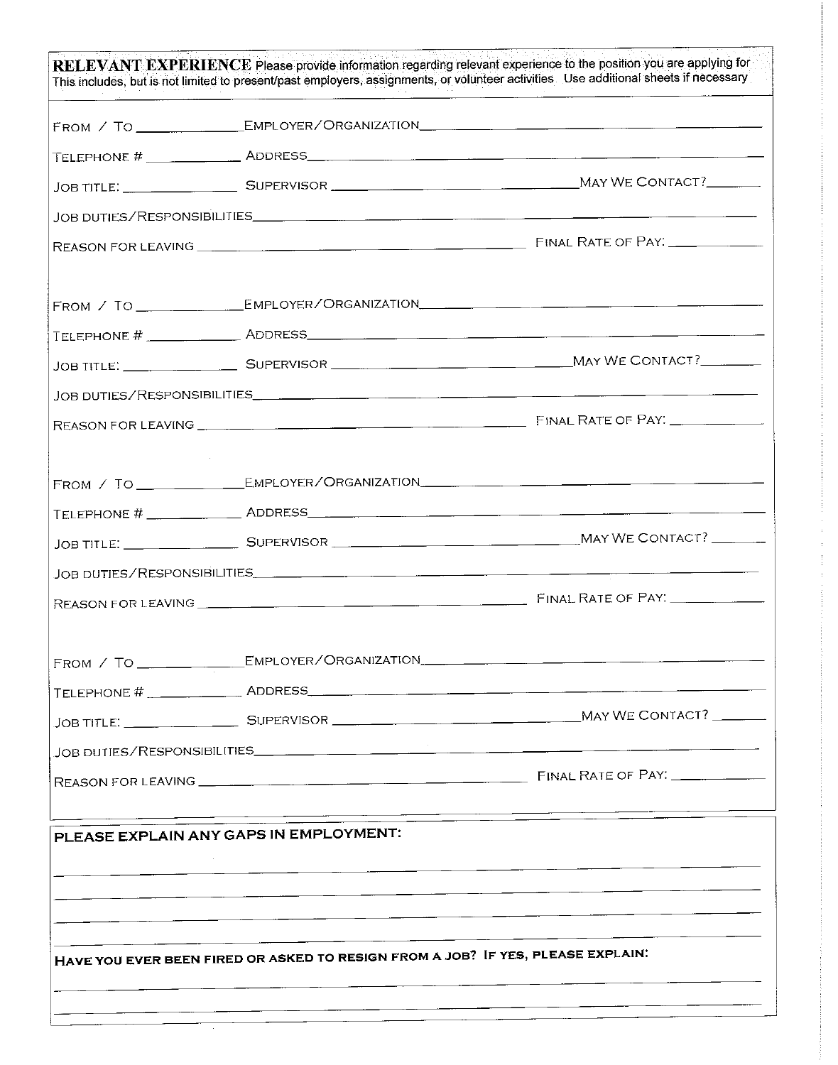**RELEVANT EXPERIENCE** Please provide information regarding relevant experience to the position you are applying for. This includes, but is not limited to present/past employers, assignments, or volunteer activities. Use additional sheets if necessary.

FROM / TO ____________ EMPLOYER/ORGANIZATION ______________________________

TELEPHONE # ____________ ADDRESS ______________________________

JOB TITLE: ____________ SUPERVISOR ______________________________ MAY WE CONTACT? ________

JOB DUTIES/RESPONSIBILITIES ______________________________

REASON FOR LEAVING ______________________________ FINAL RATE OF PAY: ____________

FROM / TO ____________ EMPLOYER/ORGANIZATION ______________________________

TELEPHONE # ____________ ADDRESS ______________________________

JOB TITLE: ____________ SUPERVISOR ______________________________ MAY WE CONTACT? ________

JOB DUTIES/RESPONSIBILITIES ______________________________

REASON FOR LEAVING ______________________________ FINAL RATE OF PAY: ____________

FROM / TO ____________ EMPLOYER/ORGANIZATION ______________________________

TELEPHONE # ____________ ADDRESS ______________________________

JOB TITLE: ____________ SUPERVISOR ______________________________ MAY WE CONTACT? ________

JOB DUTIES/RESPONSIBILITIES ______________________________

REASON FOR LEAVING ______________________________ FINAL RATE OF PAY: ____________

FROM / TO ____________ EMPLOYER/ORGANIZATION ______________________________

TELEPHONE # ____________ ADDRESS ______________________________

JOB TITLE: ____________ SUPERVISOR ______________________________ MAY WE CONTACT? ________

JOB DUTIES/RESPONSIBILITIES ______________________________

REASON FOR LEAVING ______________________________ FINAL RATE OF PAY: ____________

**PLEASE EXPLAIN ANY GAPS IN EMPLOYMENT:**

______________________________

______________________________

______________________________

______________________________

**HAVE YOU EVER BEEN FIRED OR ASKED TO RESIGN FROM A JOB? IF YES, PLEASE EXPLAIN:**

______________________________

______________________________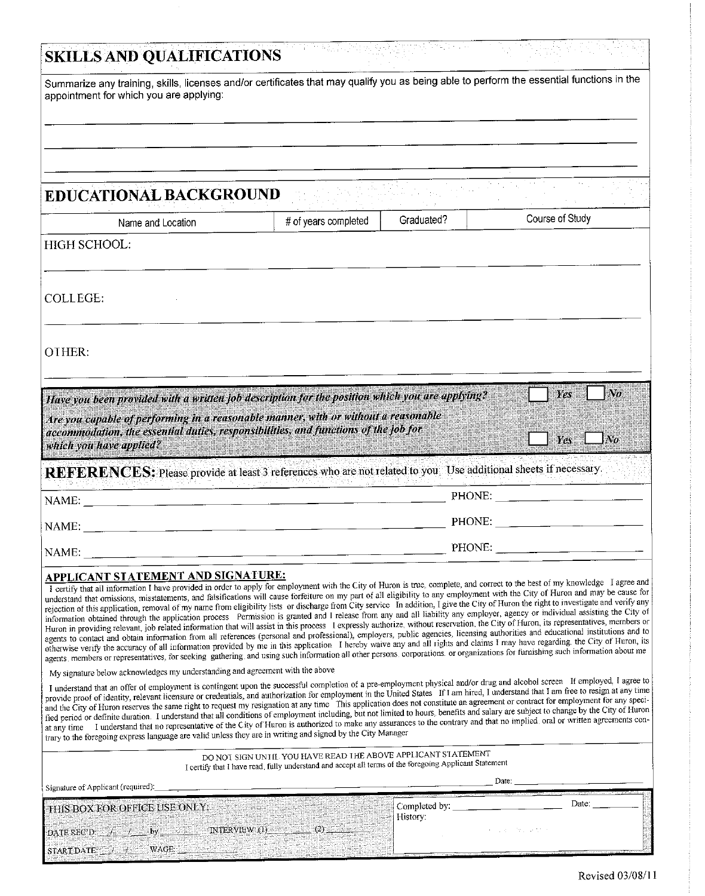## SKILLS AND QUALIFICATIONS

Summarize any training, skills, licenses and/or certificates that may qualify you as being able to perform the essential functions in the appointment for which you are applying:

______________________________________________________________________

______________________________________________________________________

______________________________________________________________________

## EDUCATIONAL BACKGROUND

| Name and Location | # of years completed | Graduated? | Course of Study |
|---|---|---|---|
| HIGH SCHOOL: | | | |
| COLLEGE: | | | |
| OTHER: | | | |

***Have you been provided with a written job description for the position which you are applying?*** ☐ Yes ☐ No

***Are you capable of performing in a reasonable manner, with or without a reasonable accommodation, the essential duties, responsibilities, and functions of the job for which you have applied?*** ☐ Yes ☐ No

## REFERENCES: Please provide at least 3 references who are not related to you. Use additional sheets if necessary.

NAME: ______________________________ PHONE: ______________

NAME: ______________________________ PHONE: ______________

NAME: ______________________________ PHONE: ______________

**APPLICANT STATEMENT AND SIGNATURE:**

I certify that all information I have provided in order to apply for employment with the City of Huron is true, complete, and correct to the best of my knowledge. I agree and understand that omissions, misstatements, and falsifications will cause forfeiture on my part of all eligibility to any employment with the City of Huron and may be cause for rejection of this application, removal of my name from eligibility lists or discharge from City service. In addition, I give the City of Huron the right to investigate and verify any information obtained through the application process. Permission is granted and I release from any and all liability any employer, agency or individual assisting the City of Huron in providing relevant, job related information that will assist in this process. I expressly authorize, without reservation, the City of Huron, its representatives, members or agents to contact and obtain information from all references (personal and professional), employers, public agencies, licensing authorities and educational institutions and to otherwise verify the accuracy of all information provided by me in this application. I hereby waive any and all rights and claims I may have regarding, the City of Huron, its agents, members or representatives, for seeking, gathering, and using such information all other persons, corporations, or organizations for furnishing such information about me.

My signature below acknowledges my understanding and agreement with the above.

I understand that an offer of employment is contingent upon the successful completion of a pre-employment physical and/or drug and alcohol screen. If employed, I agree to provide proof of identity, relevant licensure or credentials, and authorization for employment in the United States. If I am hired, I understand that I am free to resign at any time and the City of Huron reserves the same right to request my resignation at any time. This application does not constitute an agreement or contract for employment for any specified period or definite duration. I understand that all conditions of employment including, but not limited to hours, benefits and salary are subject to change by the City of Huron at any time. I understand that no representative of the City of Huron is authorized to make any assurances to the contrary and that no implied, oral or written agreements contrary to the foregoing express language are valid unless they are in writing and signed by the City Manager.

DO NOT SIGN UNTIL YOU HAVE READ THE ABOVE APPLICANT STATEMENT
I certify that I have read, fully understand and accept all terms of the foregoing Applicant Statement

Signature of Applicant (required): ______________________________ Date: ______________

THIS BOX FOR OFFICE USE ONLY:

DATE REC'D: ___/___/___ by ______ INTERVIEW (1) ______ (2) ______

START DATE: ___/___/___ WAGE: ______

Completed by: ______________ Date: ______

History:

Revised 03/08/11